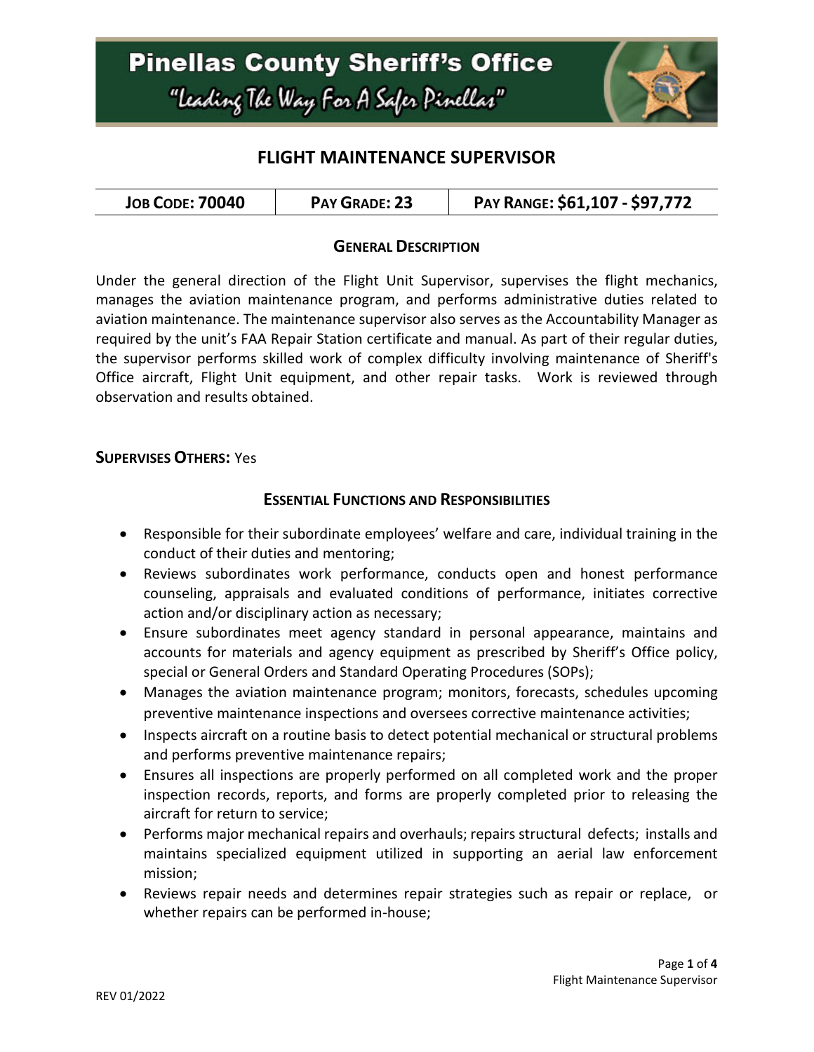# Pinellas County Sheriff's Office

"Leading The Way For A Safer Pinellas"

## FLIGHT MAINTENANCE SUPERVISOR

| JOB CODE: 70040 | PAY GRADE: 23 | PAY RANGE: $61,107 - $97,772 |
|---|---|---|

### GENERAL DESCRIPTION

Under the general direction of the Flight Unit Supervisor, supervises the flight mechanics, manages the aviation maintenance program, and performs administrative duties related to aviation maintenance. The maintenance supervisor also serves as the Accountability Manager as required by the unit's FAA Repair Station certificate and manual. As part of their regular duties, the supervisor performs skilled work of complex difficulty involving maintenance of Sheriff's Office aircraft, Flight Unit equipment, and other repair tasks. Work is reviewed through observation and results obtained.

**SUPERVISES OTHERS:** Yes

### ESSENTIAL FUNCTIONS AND RESPONSIBILITIES

- Responsible for their subordinate employees' welfare and care, individual training in the conduct of their duties and mentoring;
- Reviews subordinates work performance, conducts open and honest performance counseling, appraisals and evaluated conditions of performance, initiates corrective action and/or disciplinary action as necessary;
- Ensure subordinates meet agency standard in personal appearance, maintains and accounts for materials and agency equipment as prescribed by Sheriff's Office policy, special or General Orders and Standard Operating Procedures (SOPs);
- Manages the aviation maintenance program; monitors, forecasts, schedules upcoming preventive maintenance inspections and oversees corrective maintenance activities;
- Inspects aircraft on a routine basis to detect potential mechanical or structural problems and performs preventive maintenance repairs;
- Ensures all inspections are properly performed on all completed work and the proper inspection records, reports, and forms are properly completed prior to releasing the aircraft for return to service;
- Performs major mechanical repairs and overhauls; repairs structural defects; installs and maintains specialized equipment utilized in supporting an aerial law enforcement mission;
- Reviews repair needs and determines repair strategies such as repair or replace, or whether repairs can be performed in-house;

REV 01/2022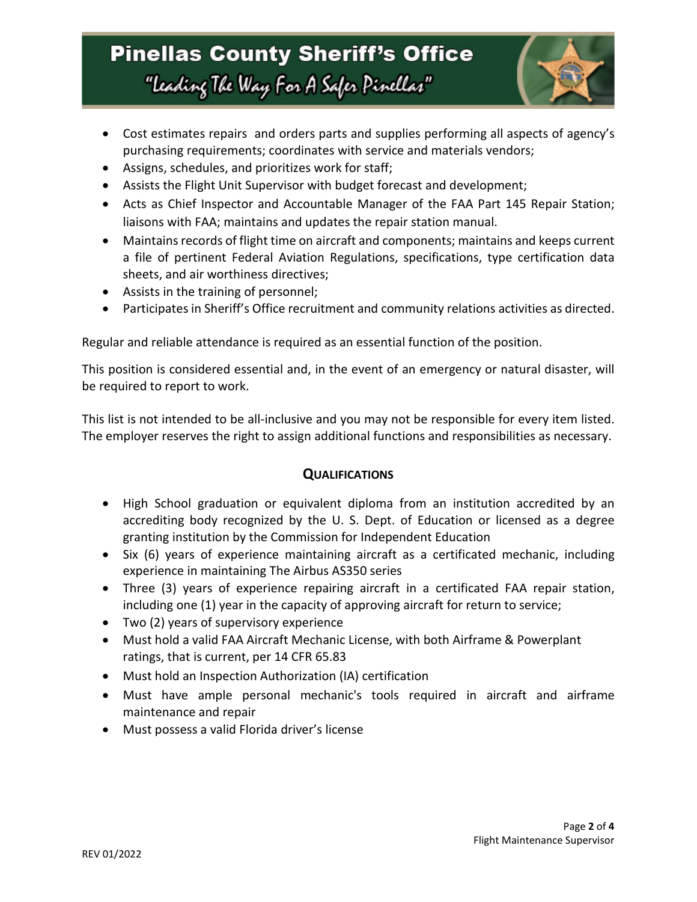- Cost estimates repairs and orders parts and supplies performing all aspects of agency's purchasing requirements; coordinates with service and materials vendors;
- Assigns, schedules, and prioritizes work for staff;
- Assists the Flight Unit Supervisor with budget forecast and development;
- Acts as Chief Inspector and Accountable Manager of the FAA Part 145 Repair Station; liaisons with FAA; maintains and updates the repair station manual.
- Maintains records of flight time on aircraft and components; maintains and keeps current a file of pertinent Federal Aviation Regulations, specifications, type certification data sheets, and air worthiness directives;
- Assists in the training of personnel;
- Participates in Sheriff's Office recruitment and community relations activities as directed.

Regular and reliable attendance is required as an essential function of the position.

This position is considered essential and, in the event of an emergency or natural disaster, will be required to report to work.

This list is not intended to be all-inclusive and you may not be responsible for every item listed. The employer reserves the right to assign additional functions and responsibilities as necessary.

## QUALIFICATIONS

- High School graduation or equivalent diploma from an institution accredited by an accrediting body recognized by the U. S. Dept. of Education or licensed as a degree granting institution by the Commission for Independent Education
- Six (6) years of experience maintaining aircraft as a certificated mechanic, including experience in maintaining The Airbus AS350 series
- Three (3) years of experience repairing aircraft in a certificated FAA repair station, including one (1) year in the capacity of approving aircraft for return to service;
- Two (2) years of supervisory experience
- Must hold a valid FAA Aircraft Mechanic License, with both Airframe & Powerplant ratings, that is current, per 14 CFR 65.83
- Must hold an Inspection Authorization (IA) certification
- Must have ample personal mechanic's tools required in aircraft and airframe maintenance and repair
- Must possess a valid Florida driver's license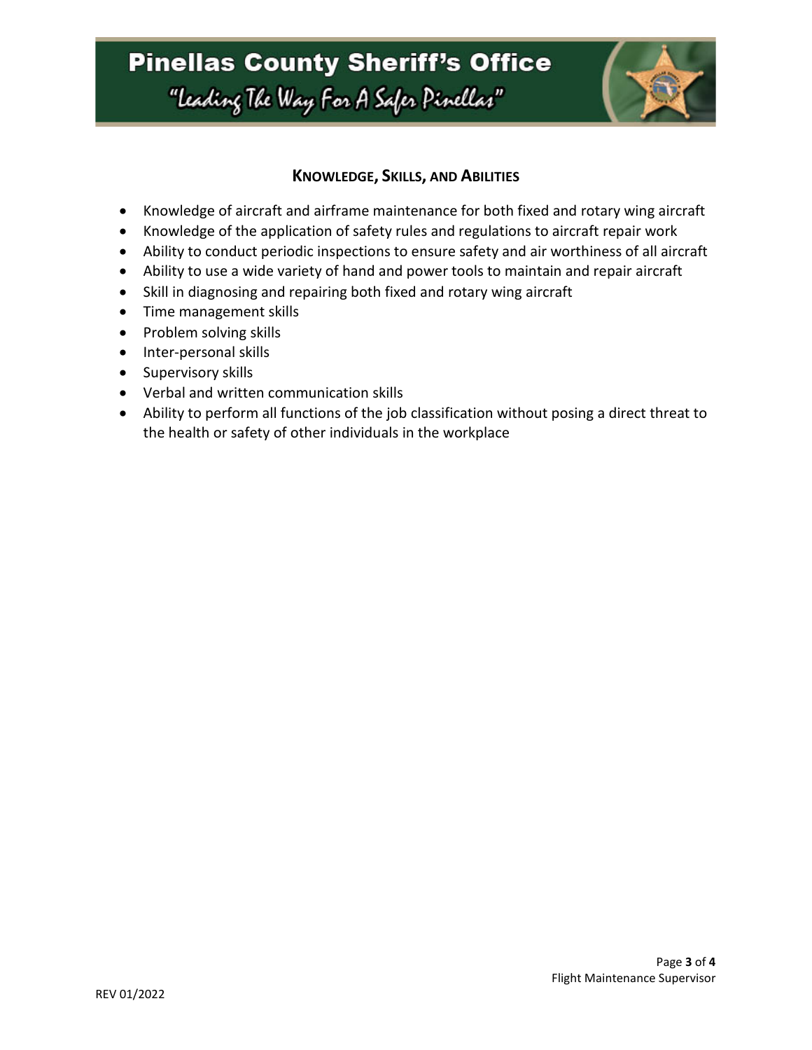## Knowledge, Skills, and Abilities

- Knowledge of aircraft and airframe maintenance for both fixed and rotary wing aircraft
- Knowledge of the application of safety rules and regulations to aircraft repair work
- Ability to conduct periodic inspections to ensure safety and air worthiness of all aircraft
- Ability to use a wide variety of hand and power tools to maintain and repair aircraft
- Skill in diagnosing and repairing both fixed and rotary wing aircraft
- Time management skills
- Problem solving skills
- Inter-personal skills
- Supervisory skills
- Verbal and written communication skills
- Ability to perform all functions of the job classification without posing a direct threat to the health or safety of other individuals in the workplace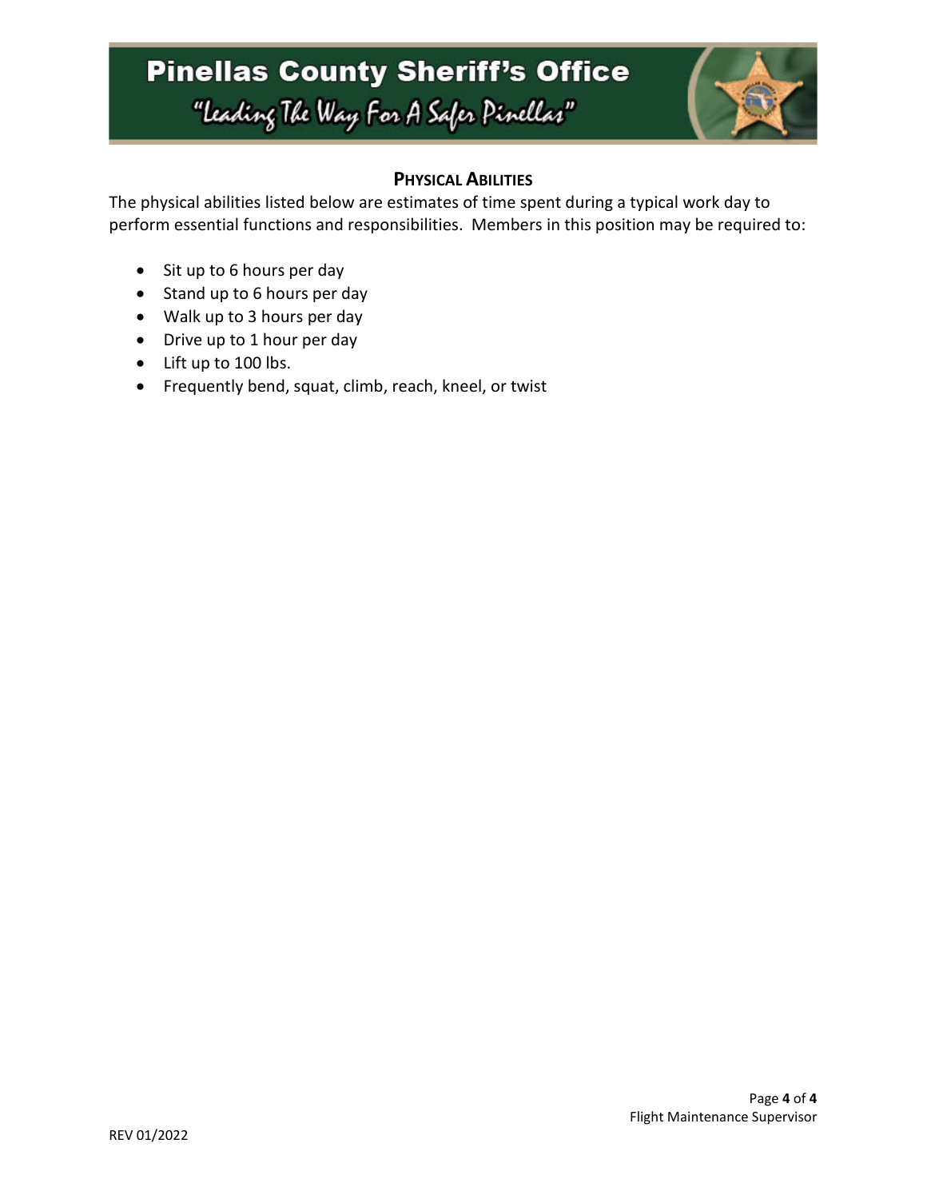## PHYSICAL ABILITIES

The physical abilities listed below are estimates of time spent during a typical work day to perform essential functions and responsibilities. Members in this position may be required to:

- Sit up to 6 hours per day
- Stand up to 6 hours per day
- Walk up to 3 hours per day
- Drive up to 1 hour per day
- Lift up to 100 lbs.
- Frequently bend, squat, climb, reach, kneel, or twist

REV 01/2022